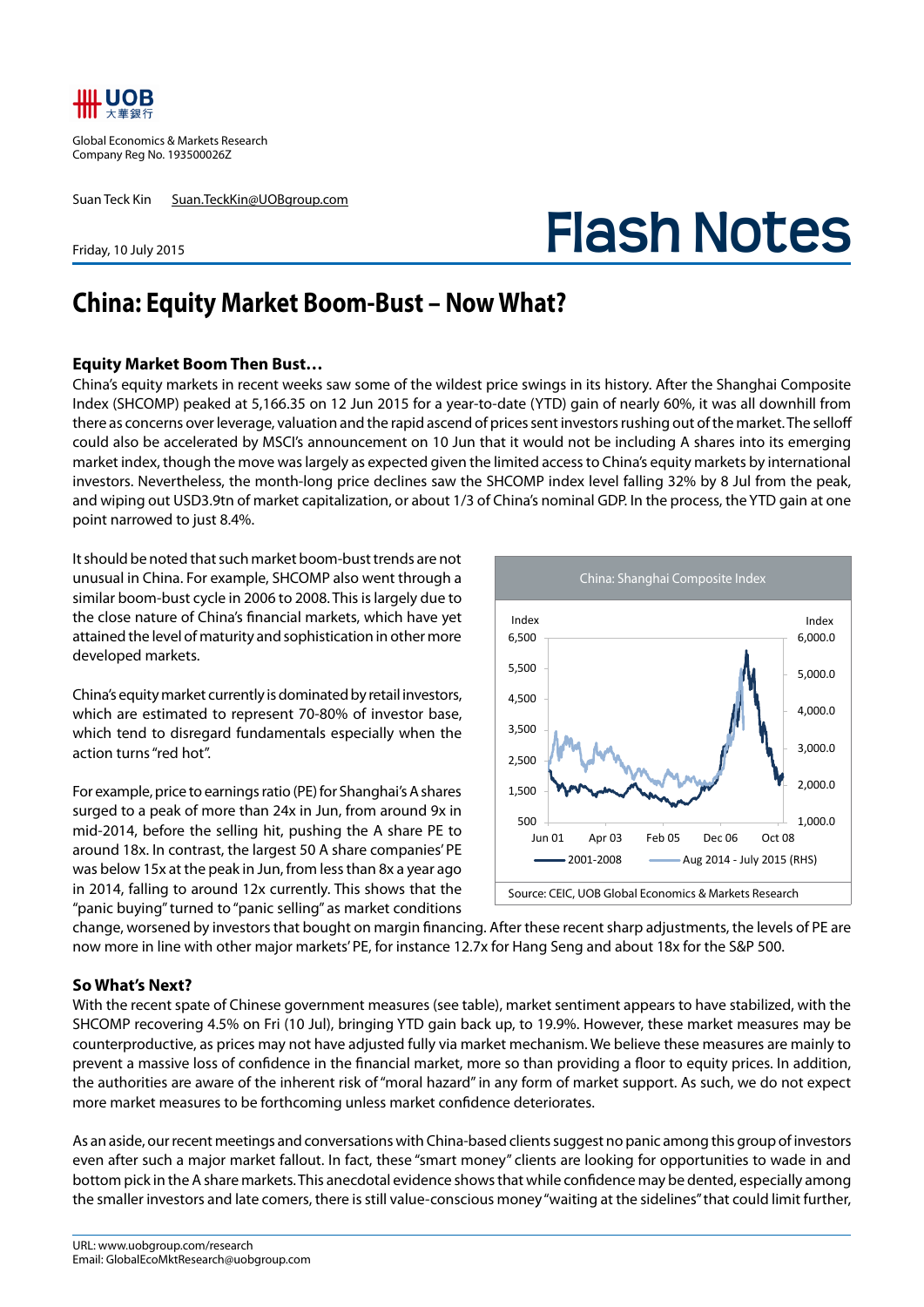Global Economics & Markets Research
Company Reg No. 193500026Z

Suan Teck Kin Suan.TeckKin@UOBgroup.com

Friday, 10 July 2015

# Flash Notes

## China: Equity Market Boom-Bust – Now What?

### Equity Market Boom Then Bust…

China's equity markets in recent weeks saw some of the wildest price swings in its history. After the Shanghai Composite Index (SHCOMP) peaked at 5,166.35 on 12 Jun 2015 for a year-to-date (YTD) gain of nearly 60%, it was all downhill from there as concerns over leverage, valuation and the rapid ascend of prices sent investors rushing out of the market. The selloff could also be accelerated by MSCI's announcement on 10 Jun that it would not be including A shares into its emerging market index, though the move was largely as expected given the limited access to China's equity markets by international investors. Nevertheless, the month-long price declines saw the SHCOMP index level falling 32% by 8 Jul from the peak, and wiping out USD3.9tn of market capitalization, or about 1/3 of China's nominal GDP. In the process, the YTD gain at one point narrowed to just 8.4%.

It should be noted that such market boom-bust trends are not unusual in China. For example, SHCOMP also went through a similar boom-bust cycle in 2006 to 2008. This is largely due to the close nature of China's financial markets, which have yet attained the level of maturity and sophistication in other more developed markets.

China's equity market currently is dominated by retail investors, which are estimated to represent 70-80% of investor base, which tend to disregard fundamentals especially when the action turns "red hot".

For example, price to earnings ratio (PE) for Shanghai's A shares surged to a peak of more than 24x in Jun, from around 9x in mid-2014, before the selling hit, pushing the A share PE to around 18x. In contrast, the largest 50 A share companies' PE was below 15x at the peak in Jun, from less than 8x a year ago in 2014, falling to around 12x currently. This shows that the "panic buying" turned to "panic selling" as market conditions change, worsened by investors that bought on margin financing. After these recent sharp adjustments, the levels of PE are now more in line with other major markets' PE, for instance 12.7x for Hang Seng and about 18x for the S&P 500.

China: Shanghai Composite Index

Source: CEIC, UOB Global Economics & Markets Research

### So What's Next?

With the recent spate of Chinese government measures (see table), market sentiment appears to have stabilized, with the SHCOMP recovering 4.5% on Fri (10 Jul), bringing YTD gain back up, to 19.9%. However, these market measures may be counterproductive, as prices may not have adjusted fully via market mechanism. We believe these measures are mainly to prevent a massive loss of confidence in the financial market, more so than providing a floor to equity prices. In addition, the authorities are aware of the inherent risk of "moral hazard" in any form of market support. As such, we do not expect more market measures to be forthcoming unless market confidence deteriorates.

As an aside, our recent meetings and conversations with China-based clients suggest no panic among this group of investors even after such a major market fallout. In fact, these "smart money" clients are looking for opportunities to wade in and bottom pick in the A share markets. This anecdotal evidence shows that while confidence may be dented, especially among the smaller investors and late comers, there is still value-conscious money "waiting at the sidelines" that could limit further,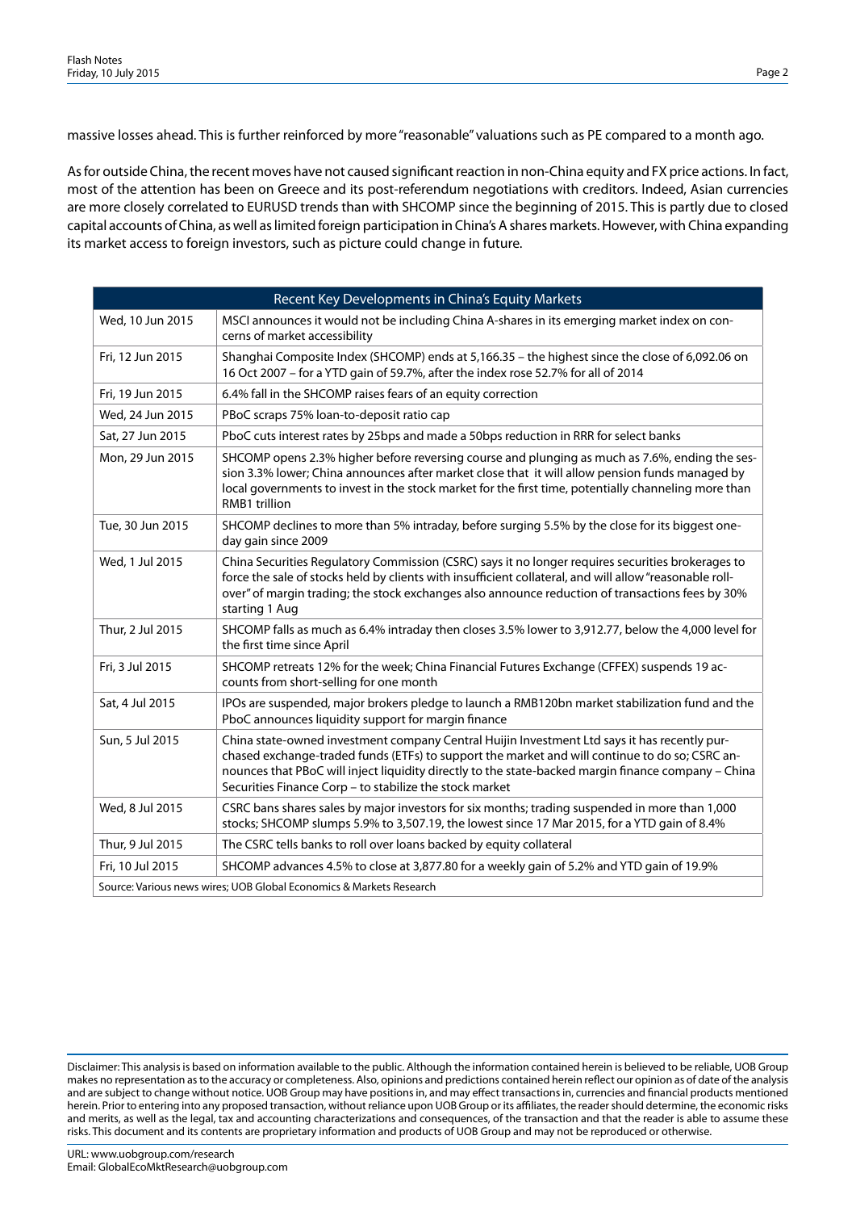massive losses ahead. This is further reinforced by more "reasonable" valuations such as PE compared to a month ago.

As for outside China, the recent moves have not caused significant reaction in non-China equity and FX price actions. In fact, most of the attention has been on Greece and its post-referendum negotiations with creditors. Indeed, Asian currencies are more closely correlated to EURUSD trends than with SHCOMP since the beginning of 2015. This is partly due to closed capital accounts of China, as well as limited foreign participation in China's A shares markets. However, with China expanding its market access to foreign investors, such as picture could change in future.

| Recent Key Developments in China's Equity Markets | |
|---|---|
| Wed, 10 Jun 2015 | MSCI announces it would not be including China A-shares in its emerging market index on concerns of market accessibility |
| Fri, 12 Jun 2015 | Shanghai Composite Index (SHCOMP) ends at 5,166.35 – the highest since the close of 6,092.06 on 16 Oct 2007 – for a YTD gain of 59.7%, after the index rose 52.7% for all of 2014 |
| Fri, 19 Jun 2015 | 6.4% fall in the SHCOMP raises fears of an equity correction |
| Wed, 24 Jun 2015 | PBoC scraps 75% loan-to-deposit ratio cap |
| Sat, 27 Jun 2015 | PboC cuts interest rates by 25bps and made a 50bps reduction in RRR for select banks |
| Mon, 29 Jun 2015 | SHCOMP opens 2.3% higher before reversing course and plunging as much as 7.6%, ending the session 3.3% lower; China announces after market close that it will allow pension funds managed by local governments to invest in the stock market for the first time, potentially channeling more than RMB1 trillion |
| Tue, 30 Jun 2015 | SHCOMP declines to more than 5% intraday, before surging 5.5% by the close for its biggest one-day gain since 2009 |
| Wed, 1 Jul 2015 | China Securities Regulatory Commission (CSRC) says it no longer requires securities brokerages to force the sale of stocks held by clients with insufficient collateral, and will allow "reasonable roll-over" of margin trading; the stock exchanges also announce reduction of transactions fees by 30% starting 1 Aug |
| Thur, 2 Jul 2015 | SHCOMP falls as much as 6.4% intraday then closes 3.5% lower to 3,912.77, below the 4,000 level for the first time since April |
| Fri, 3 Jul 2015 | SHCOMP retreats 12% for the week; China Financial Futures Exchange (CFFEX) suspends 19 accounts from short-selling for one month |
| Sat, 4 Jul 2015 | IPOs are suspended, major brokers pledge to launch a RMB120bn market stabilization fund and the PboC announces liquidity support for margin finance |
| Sun, 5 Jul 2015 | China state-owned investment company Central Huijin Investment Ltd says it has recently purchased exchange-traded funds (ETFs) to support the market and will continue to do so; CSRC announces that PBoC will inject liquidity directly to the state-backed margin finance company – China Securities Finance Corp – to stabilize the stock market |
| Wed, 8 Jul 2015 | CSRC bans shares sales by major investors for six months; trading suspended in more than 1,000 stocks; SHCOMP slumps 5.9% to 3,507.19, the lowest since 17 Mar 2015, for a YTD gain of 8.4% |
| Thur, 9 Jul 2015 | The CSRC tells banks to roll over loans backed by equity collateral |
| Fri, 10 Jul 2015 | SHCOMP advances 4.5% to close at 3,877.80 for a weekly gain of 5.2% and YTD gain of 19.9% |

Source: Various news wires; UOB Global Economics & Markets Research

Disclaimer: This analysis is based on information available to the public. Although the information contained herein is believed to be reliable, UOB Group makes no representation as to the accuracy or completeness. Also, opinions and predictions contained herein reflect our opinion as of date of the analysis and are subject to change without notice. UOB Group may have positions in, and may effect transactions in, currencies and financial products mentioned herein. Prior to entering into any proposed transaction, without reliance upon UOB Group or its affiliates, the reader should determine, the economic risks and merits, as well as the legal, tax and accounting characterizations and consequences, of the transaction and that the reader is able to assume these risks. This document and its contents are proprietary information and products of UOB Group and may not be reproduced or otherwise.

URL: www.uobgroup.com/research
Email: GlobalEcoMktResearch@uobgroup.com